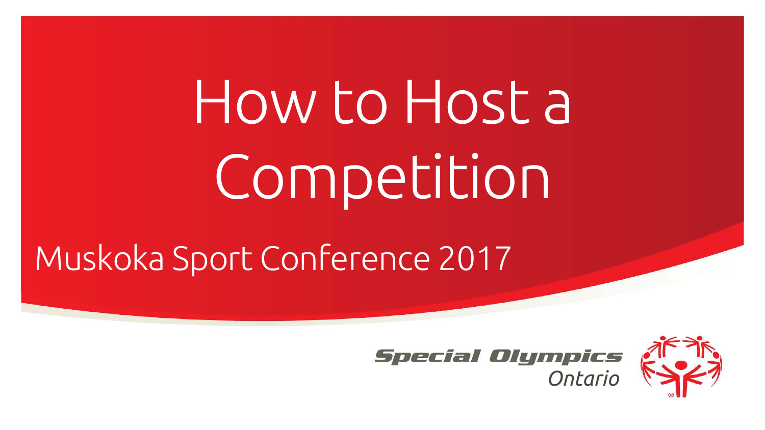# How to Host a Competition

## Muskoka Sport Conference 2017

Special Olympics Ontario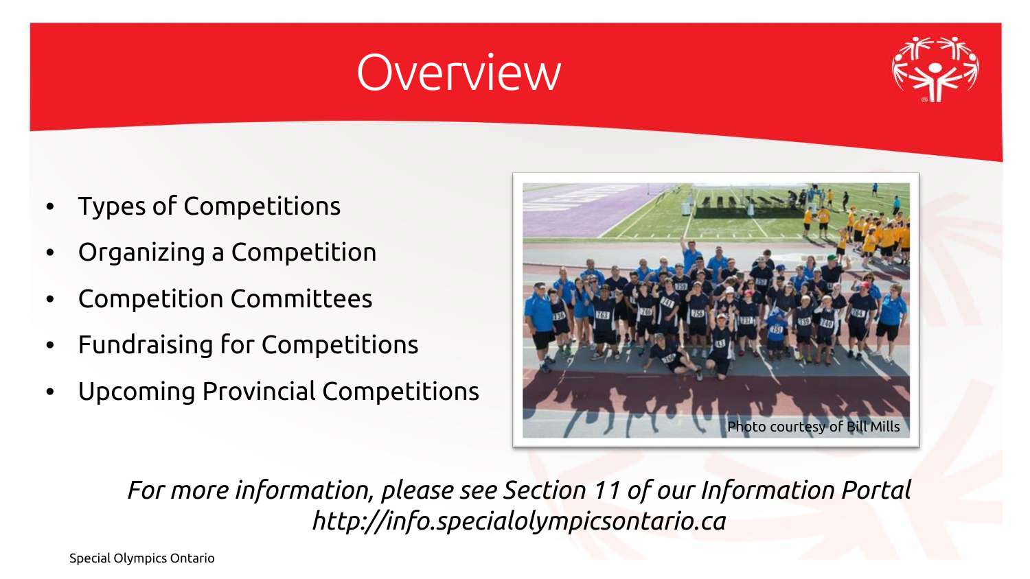# Overview

- Types of Competitions
- Organizing a Competition
- Competition Committees
- Fundraising for Competitions
- Upcoming Provincial Competitions

Photo courtesy of Bill Mills

*For more information, please see Section 11 of our Information Portal*
*http://info.specialolympicsontario.ca*

Special Olympics Ontario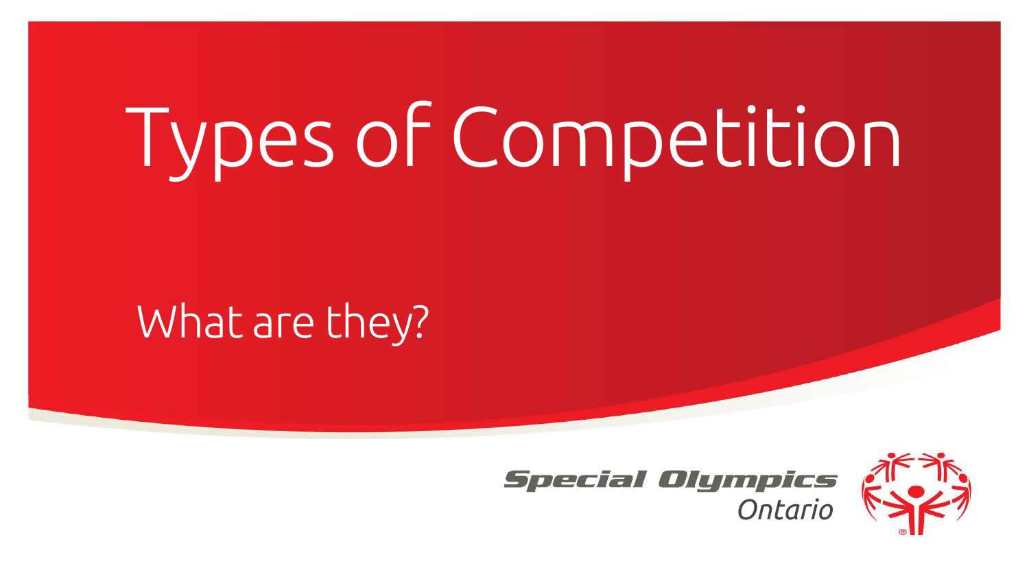# Types of Competition

What are they?

Special Olympics Ontario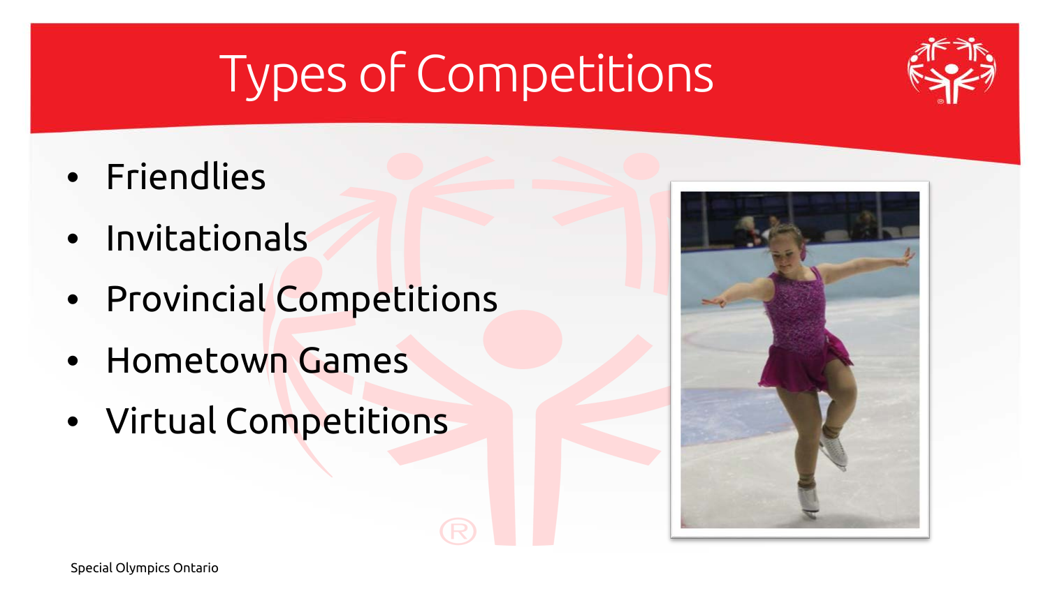# Types of Competitions

- Friendlies
- Invitationals
- Provincial Competitions
- Hometown Games
- Virtual Competitions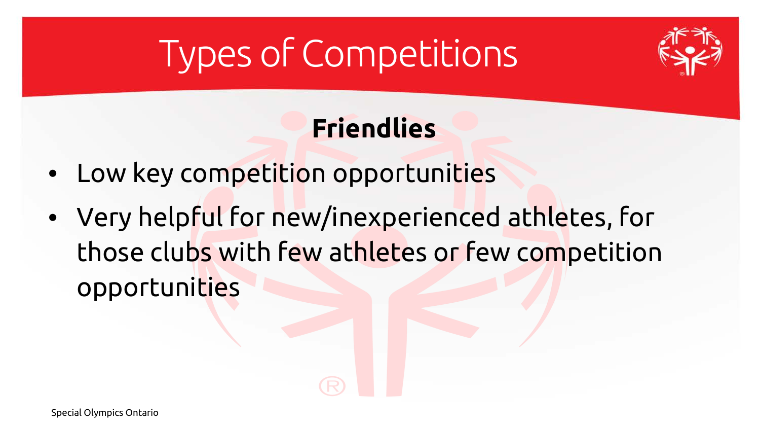# Types of Competitions

## Friendlies

- Low key competition opportunities
- Very helpful for new/inexperienced athletes, for those clubs with few athletes or few competition opportunities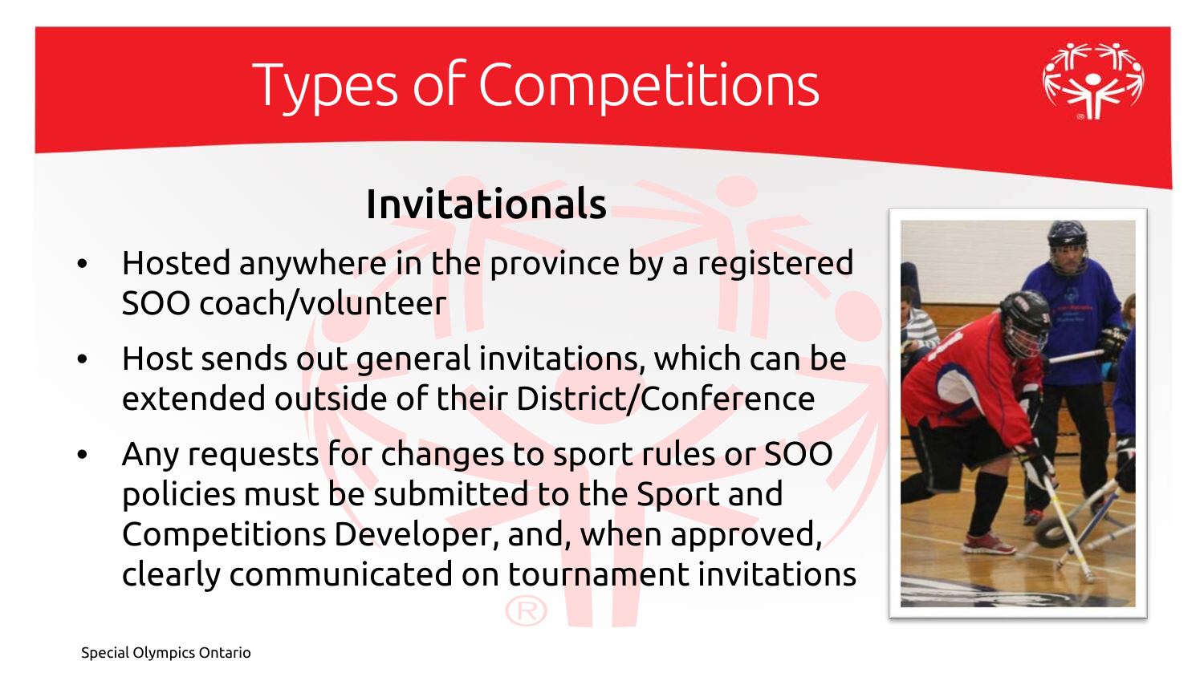# Types of Competitions

## Invitationals

- Hosted anywhere in the province by a registered SOO coach/volunteer
- Host sends out general invitations, which can be extended outside of their District/Conference
- Any requests for changes to sport rules or SOO policies must be submitted to the Sport and Competitions Developer, and, when approved, clearly communicated on tournament invitations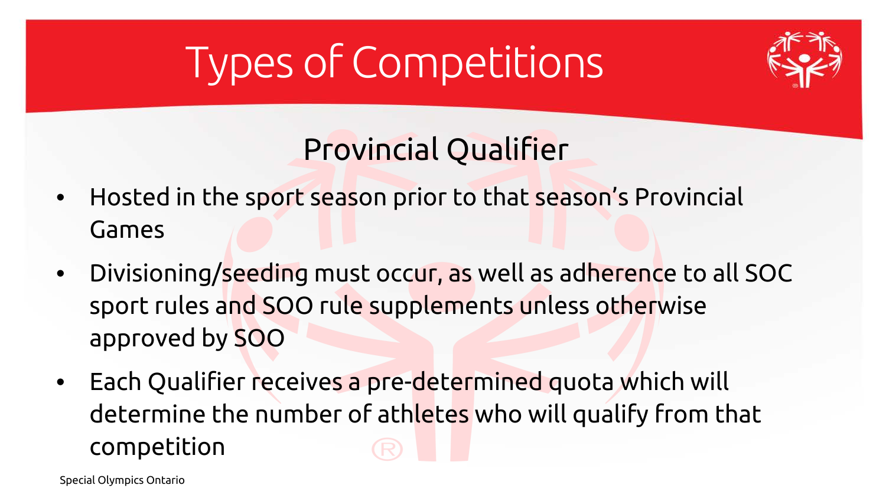# Types of Competitions

## Provincial Qualifier

- Hosted in the sport season prior to that season's Provincial Games
- Divisioning/seeding must occur, as well as adherence to all SOC sport rules and SOO rule supplements unless otherwise approved by SOO
- Each Qualifier receives a pre-determined quota which will determine the number of athletes who will qualify from that competition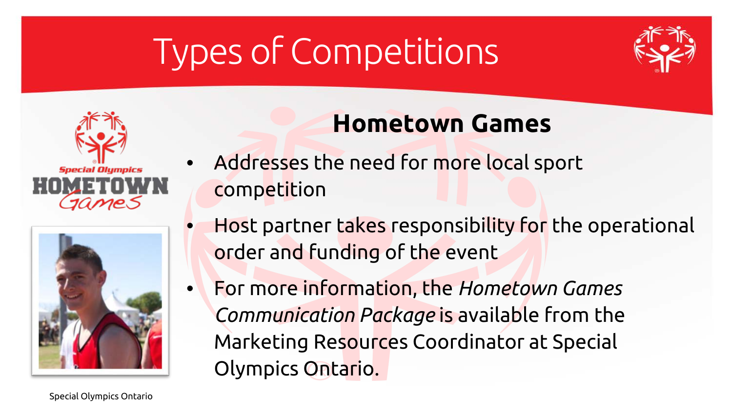# Types of Competitions

## Hometown Games

- Addresses the need for more local sport competition
- Host partner takes responsibility for the operational order and funding of the event
- For more information, the *Hometown Games Communication Package* is available from the Marketing Resources Coordinator at Special Olympics Ontario.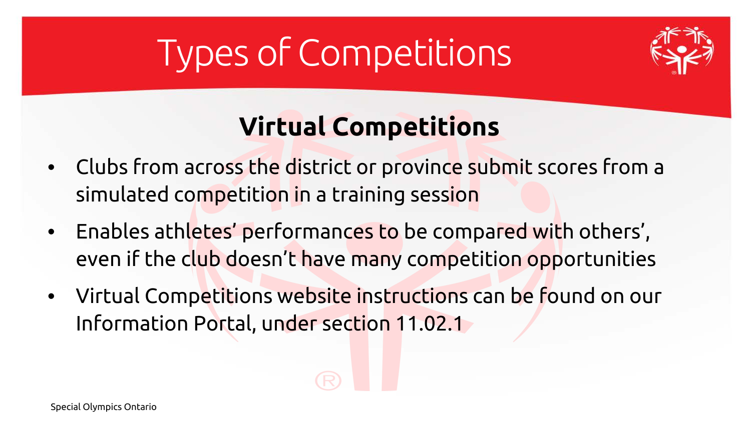# Types of Competitions

## Virtual Competitions

- Clubs from across the district or province submit scores from a simulated competition in a training session
- Enables athletes' performances to be compared with others', even if the club doesn't have many competition opportunities
- Virtual Competitions website instructions can be found on our Information Portal, under section 11.02.1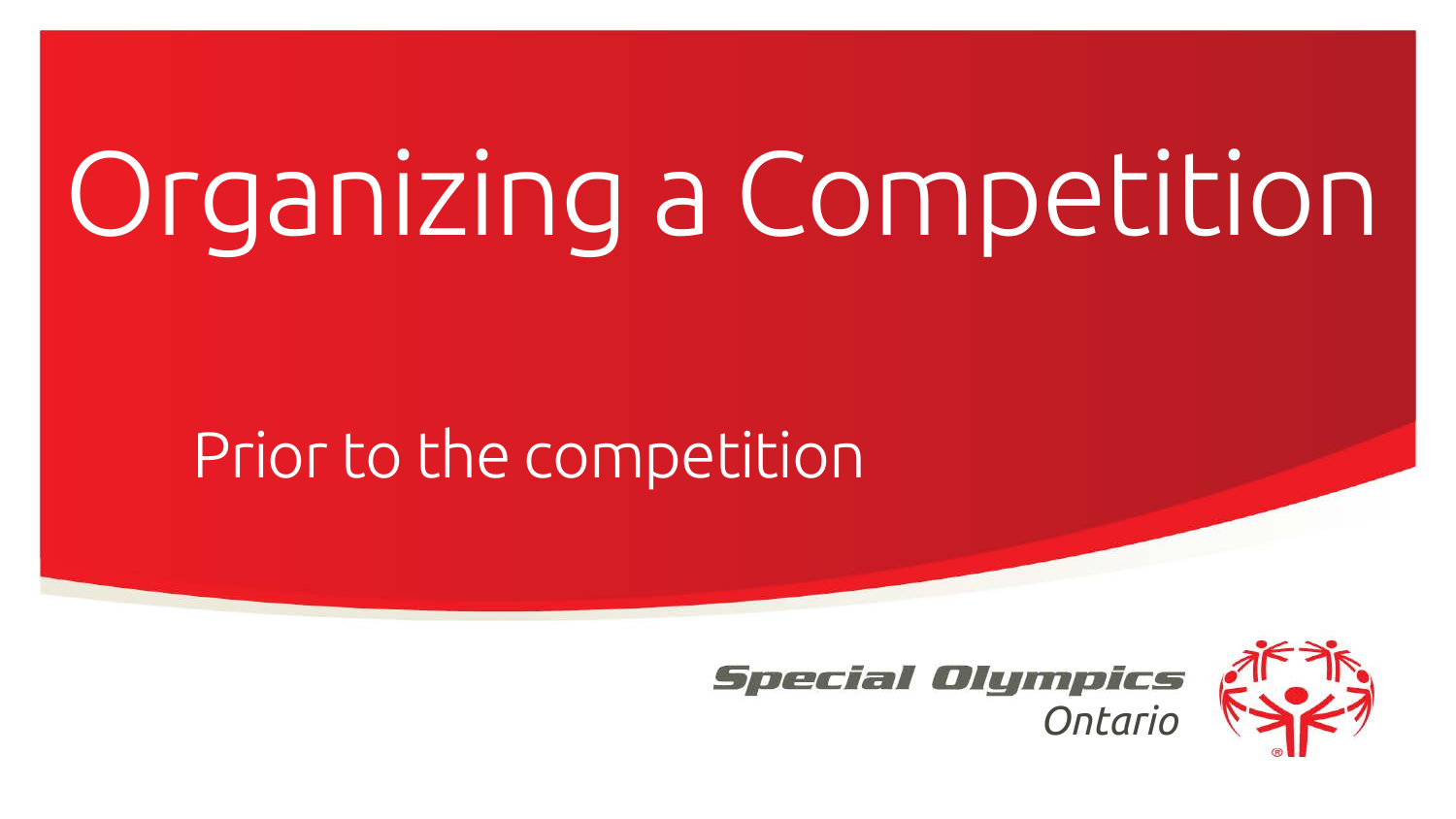# Organizing a Competition

## Prior to the competition

Special Olympics Ontario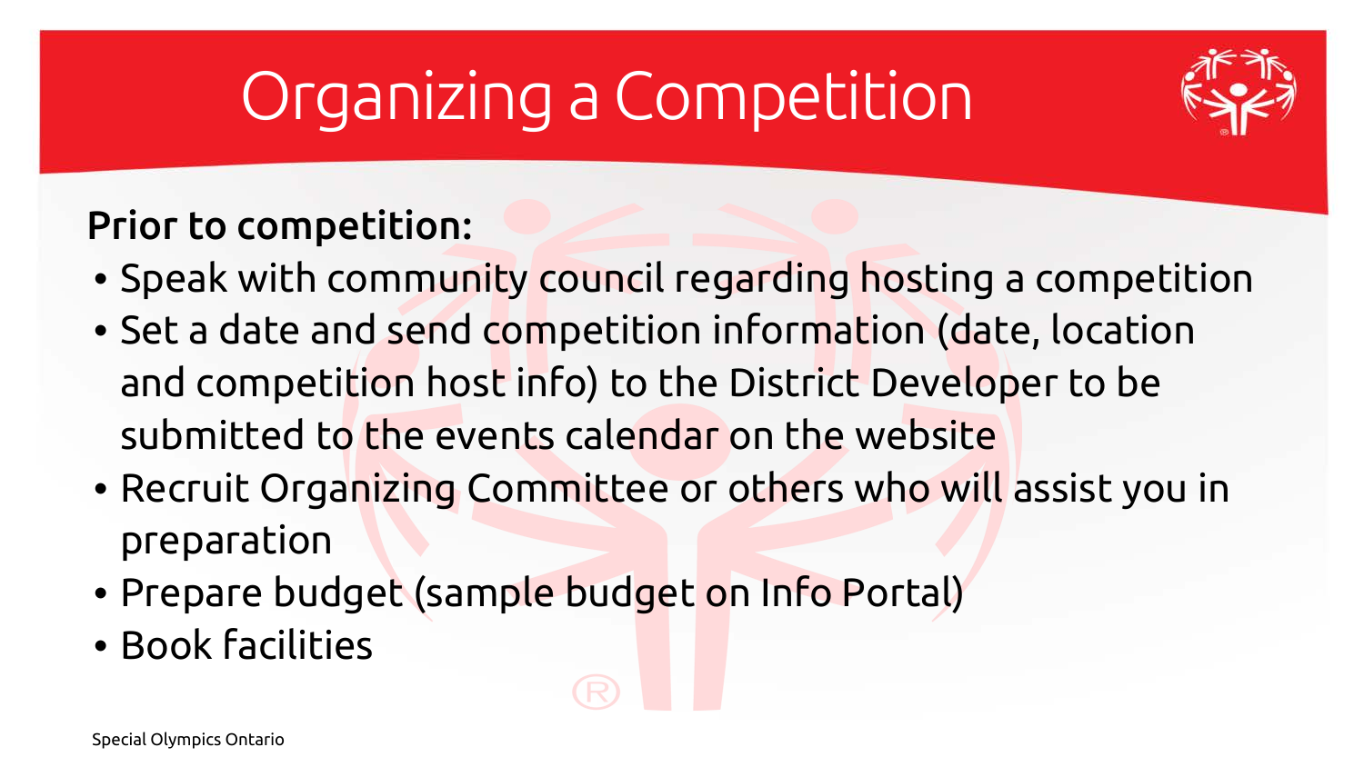# Organizing a Competition

**Prior to competition:**

- Speak with community council regarding hosting a competition
- Set a date and send competition information (date, location and competition host info) to the District Developer to be submitted to the events calendar on the website
- Recruit Organizing Committee or others who will assist you in preparation
- Prepare budget (sample budget on Info Portal)
- Book facilities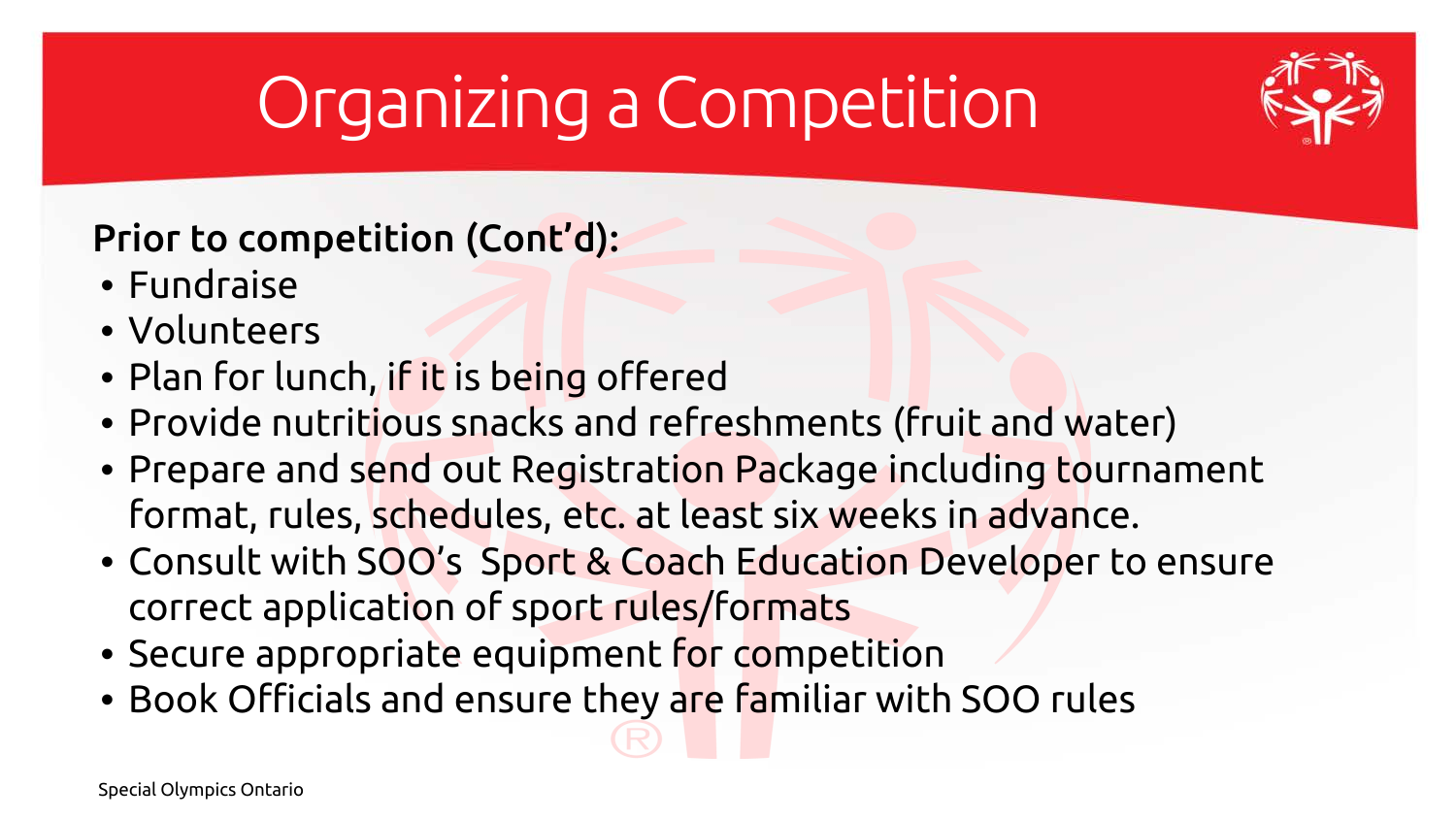# Organizing a Competition

**Prior to competition (Cont'd):**

- Fundraise
- Volunteers
- Plan for lunch, if it is being offered
- Provide nutritious snacks and refreshments (fruit and water)
- Prepare and send out Registration Package including tournament format, rules, schedules, etc. at least six weeks in advance.
- Consult with SOO's Sport & Coach Education Developer to ensure correct application of sport rules/formats
- Secure appropriate equipment for competition
- Book Officials and ensure they are familiar with SOO rules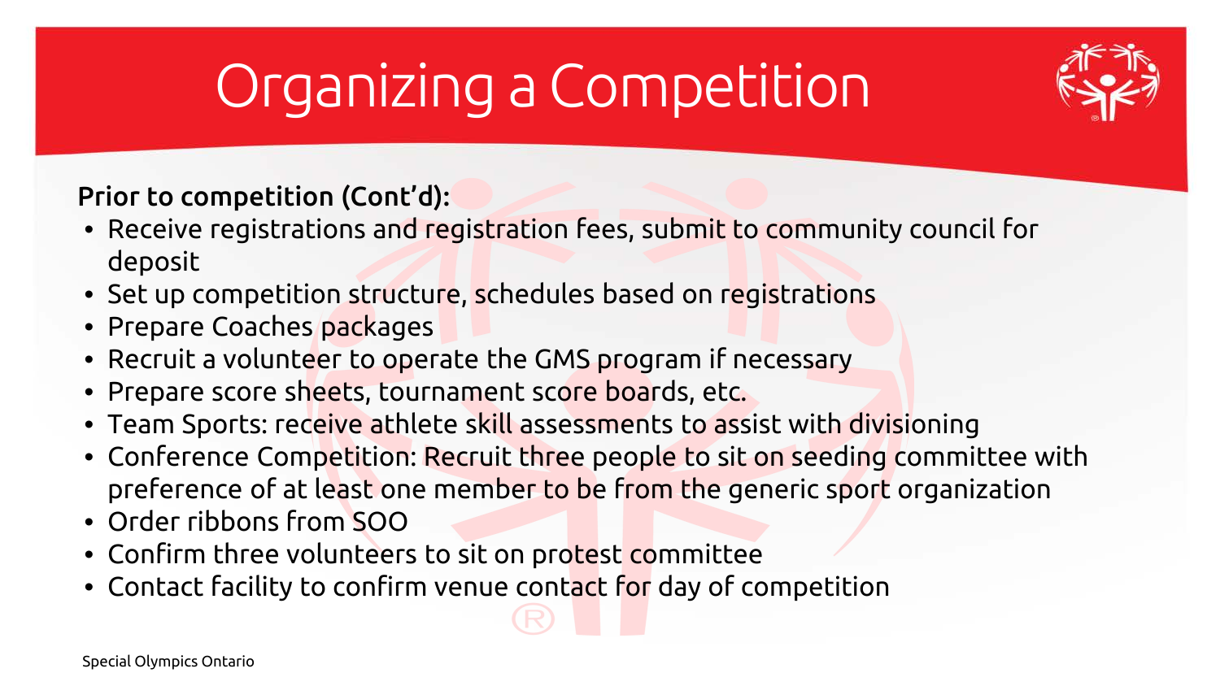# Organizing a Competition

**Prior to competition (Cont'd):**

- Receive registrations and registration fees, submit to community council for deposit
- Set up competition structure, schedules based on registrations
- Prepare Coaches packages
- Recruit a volunteer to operate the GMS program if necessary
- Prepare score sheets, tournament score boards, etc.
- Team Sports: receive athlete skill assessments to assist with divisioning
- Conference Competition: Recruit three people to sit on seeding committee with preference of at least one member to be from the generic sport organization
- Order ribbons from SOO
- Confirm three volunteers to sit on protest committee
- Contact facility to confirm venue contact for day of competition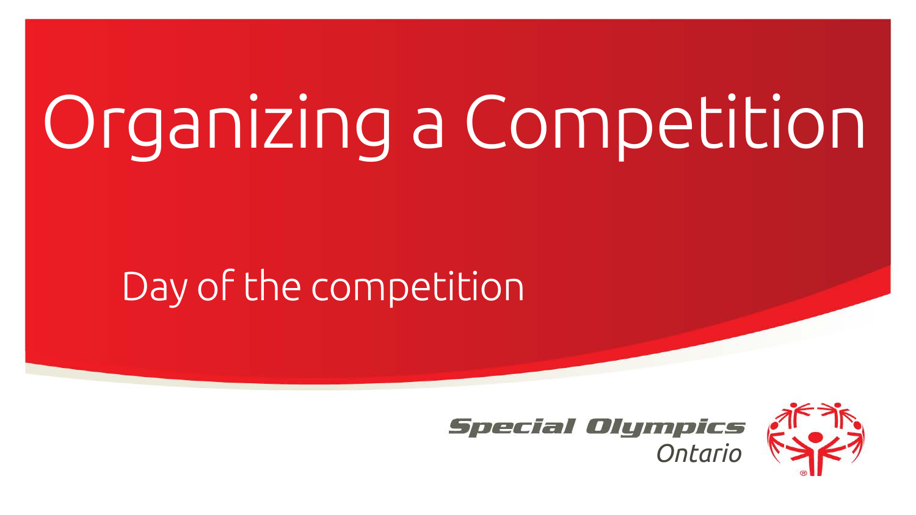# Organizing a Competition

## Day of the competition

Special Olympics Ontario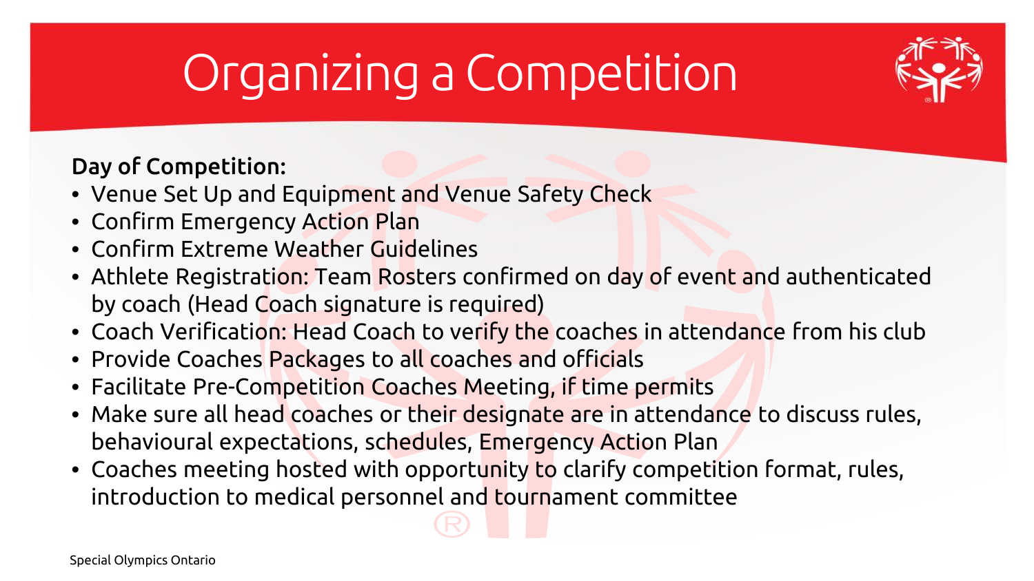# Organizing a Competition

**Day of Competition:**

- Venue Set Up and Equipment and Venue Safety Check
- Confirm Emergency Action Plan
- Confirm Extreme Weather Guidelines
- Athlete Registration: Team Rosters confirmed on day of event and authenticated by coach (Head Coach signature is required)
- Coach Verification: Head Coach to verify the coaches in attendance from his club
- Provide Coaches Packages to all coaches and officials
- Facilitate Pre-Competition Coaches Meeting, if time permits
- Make sure all head coaches or their designate are in attendance to discuss rules, behavioural expectations, schedules, Emergency Action Plan
- Coaches meeting hosted with opportunity to clarify competition format, rules, introduction to medical personnel and tournament committee

Special Olympics Ontario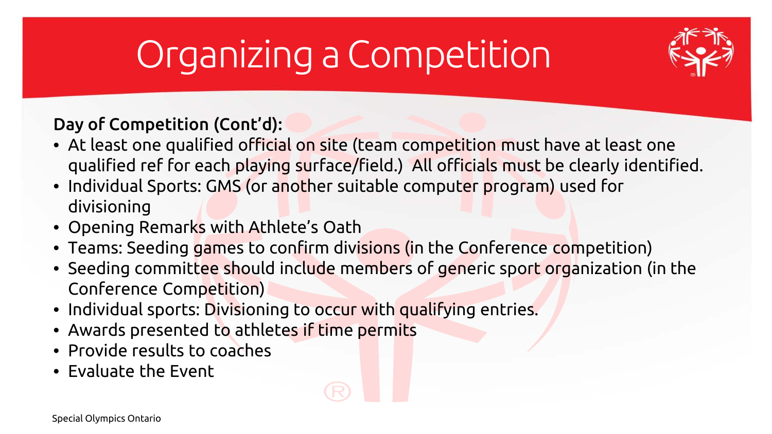# Organizing a Competition

**Day of Competition (Cont'd):**

- At least one qualified official on site (team competition must have at least one qualified ref for each playing surface/field.) All officials must be clearly identified.
- Individual Sports: GMS (or another suitable computer program) used for divisioning
- Opening Remarks with Athlete's Oath
- Teams: Seeding games to confirm divisions (in the Conference competition)
- Seeding committee should include members of generic sport organization (in the Conference Competition)
- Individual sports: Divisioning to occur with qualifying entries.
- Awards presented to athletes if time permits
- Provide results to coaches
- Evaluate the Event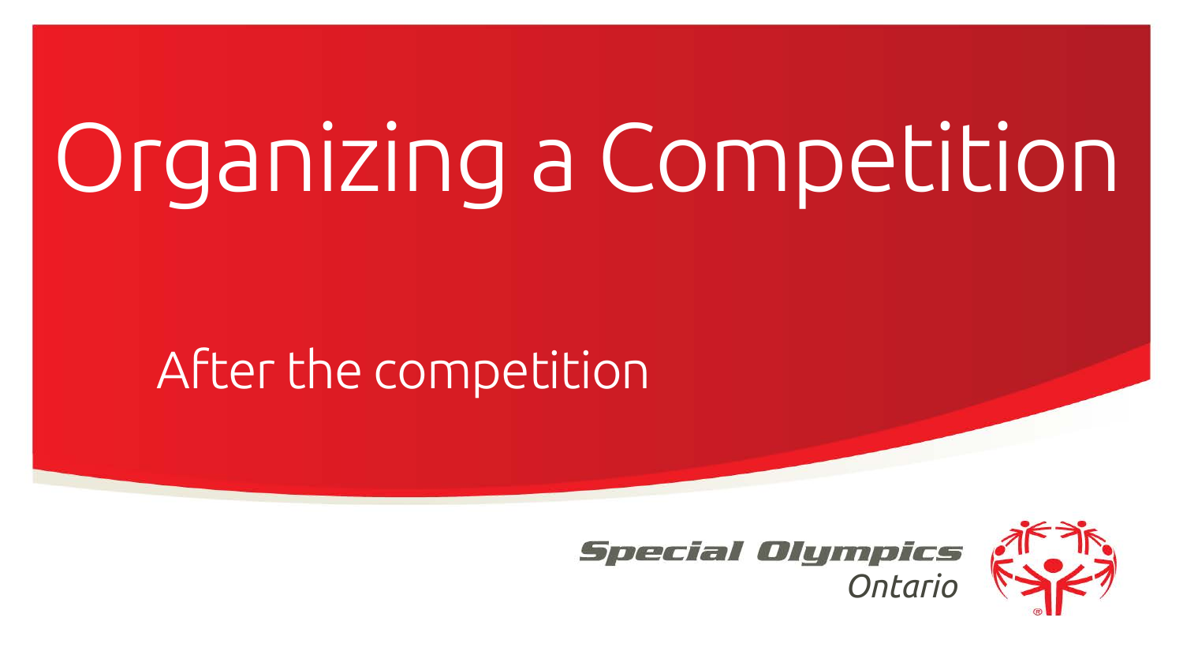# Organizing a Competition

## After the competition

Special Olympics Ontario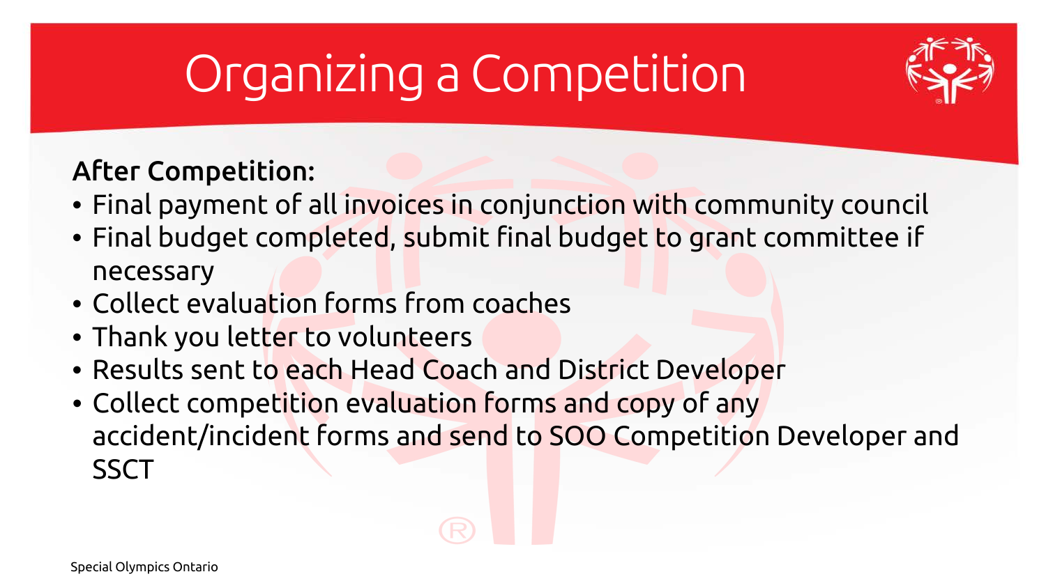# Organizing a Competition

**After Competition:**

- Final payment of all invoices in conjunction with community council
- Final budget completed, submit final budget to grant committee if necessary
- Collect evaluation forms from coaches
- Thank you letter to volunteers
- Results sent to each Head Coach and District Developer
- Collect competition evaluation forms and copy of any accident/incident forms and send to SOO Competition Developer and SSCT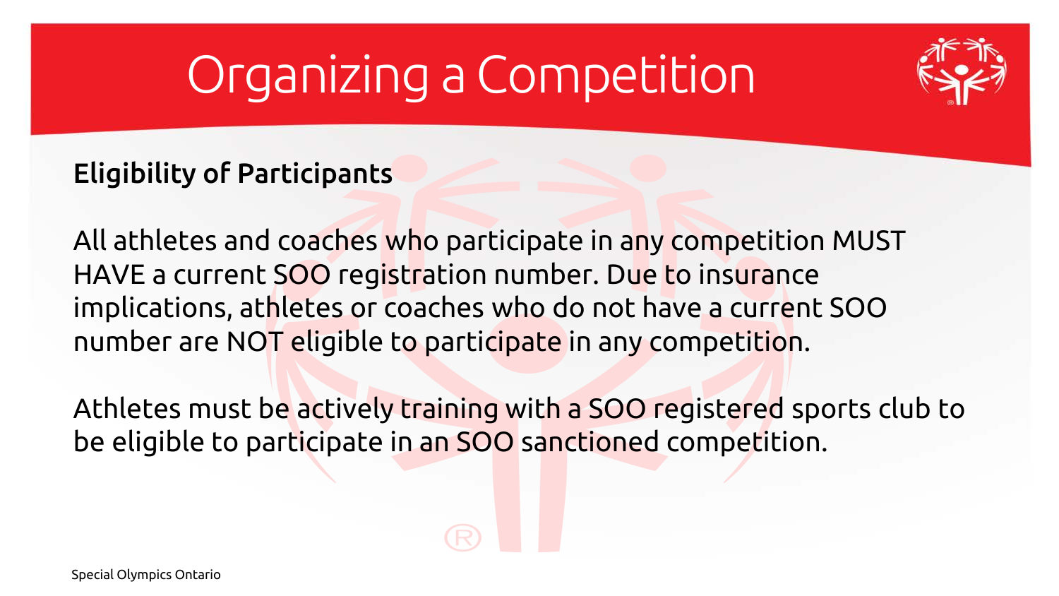# Organizing a Competition

**Eligibility of Participants**

All athletes and coaches who participate in any competition MUST HAVE a current SOO registration number. Due to insurance implications, athletes or coaches who do not have a current SOO number are NOT eligible to participate in any competition.

Athletes must be actively training with a SOO registered sports club to be eligible to participate in an SOO sanctioned competition.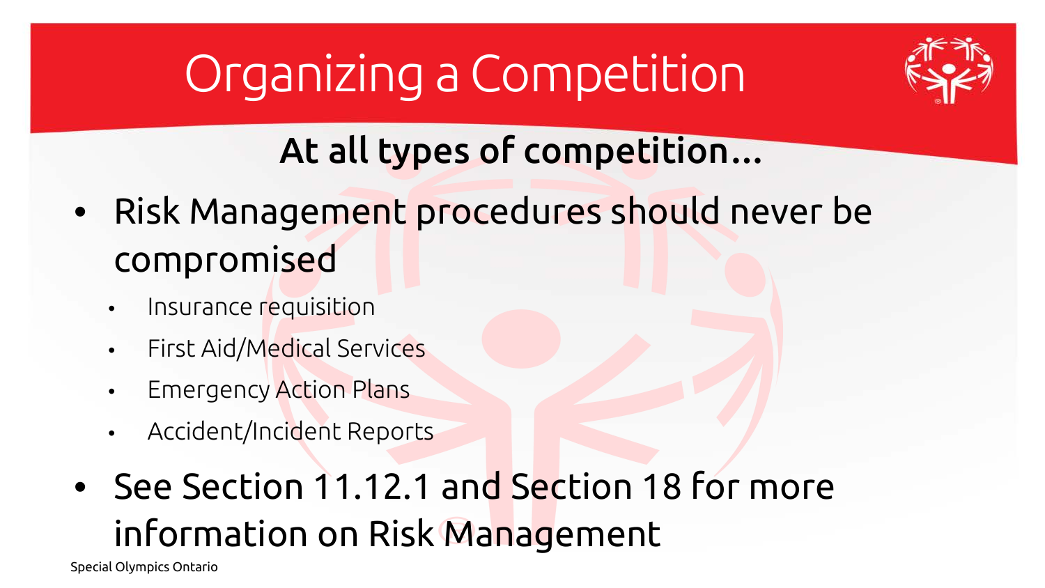# Organizing a Competition

## At all types of competition…

- Risk Management procedures should never be compromised
  - Insurance requisition
  - First Aid/Medical Services
  - Emergency Action Plans
  - Accident/Incident Reports
- See Section 11.12.1 and Section 18 for more information on Risk Management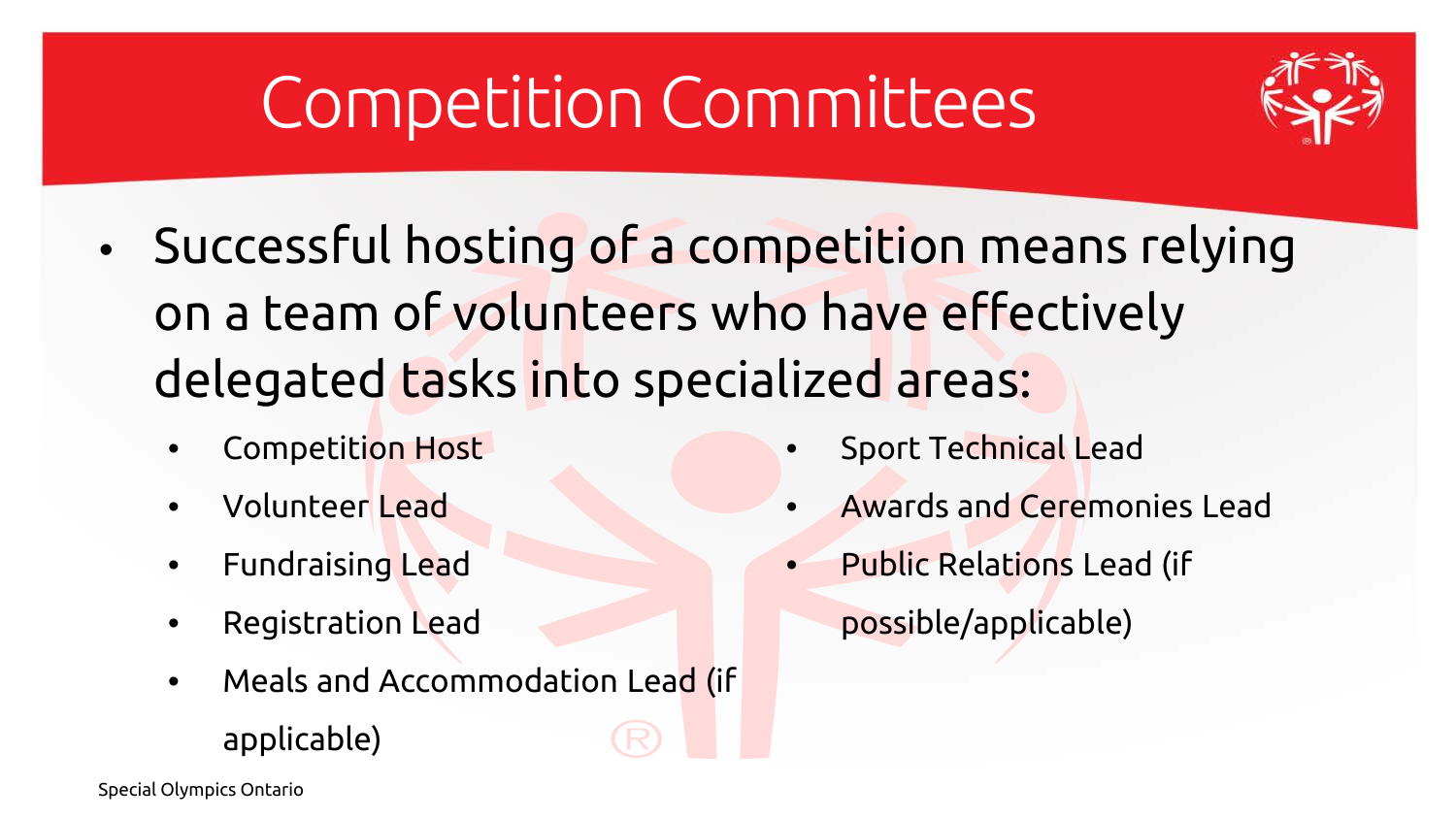# Competition Committees

- Successful hosting of a competition means relying on a team of volunteers who have effectively delegated tasks into specialized areas:
  - Competition Host
  - Volunteer Lead
  - Fundraising Lead
  - Registration Lead
  - Meals and Accommodation Lead (if applicable)
  - Sport Technical Lead
  - Awards and Ceremonies Lead
  - Public Relations Lead (if possible/applicable)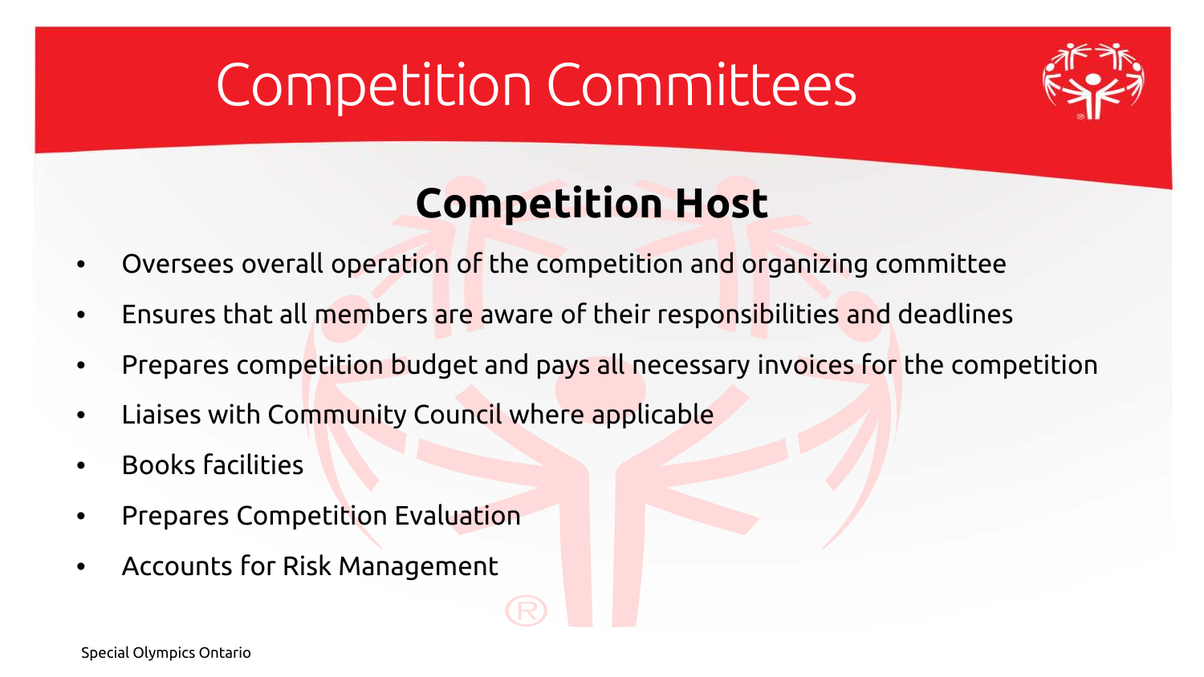# Competition Committees

## Competition Host

- Oversees overall operation of the competition and organizing committee
- Ensures that all members are aware of their responsibilities and deadlines
- Prepares competition budget and pays all necessary invoices for the competition
- Liaises with Community Council where applicable
- Books facilities
- Prepares Competition Evaluation
- Accounts for Risk Management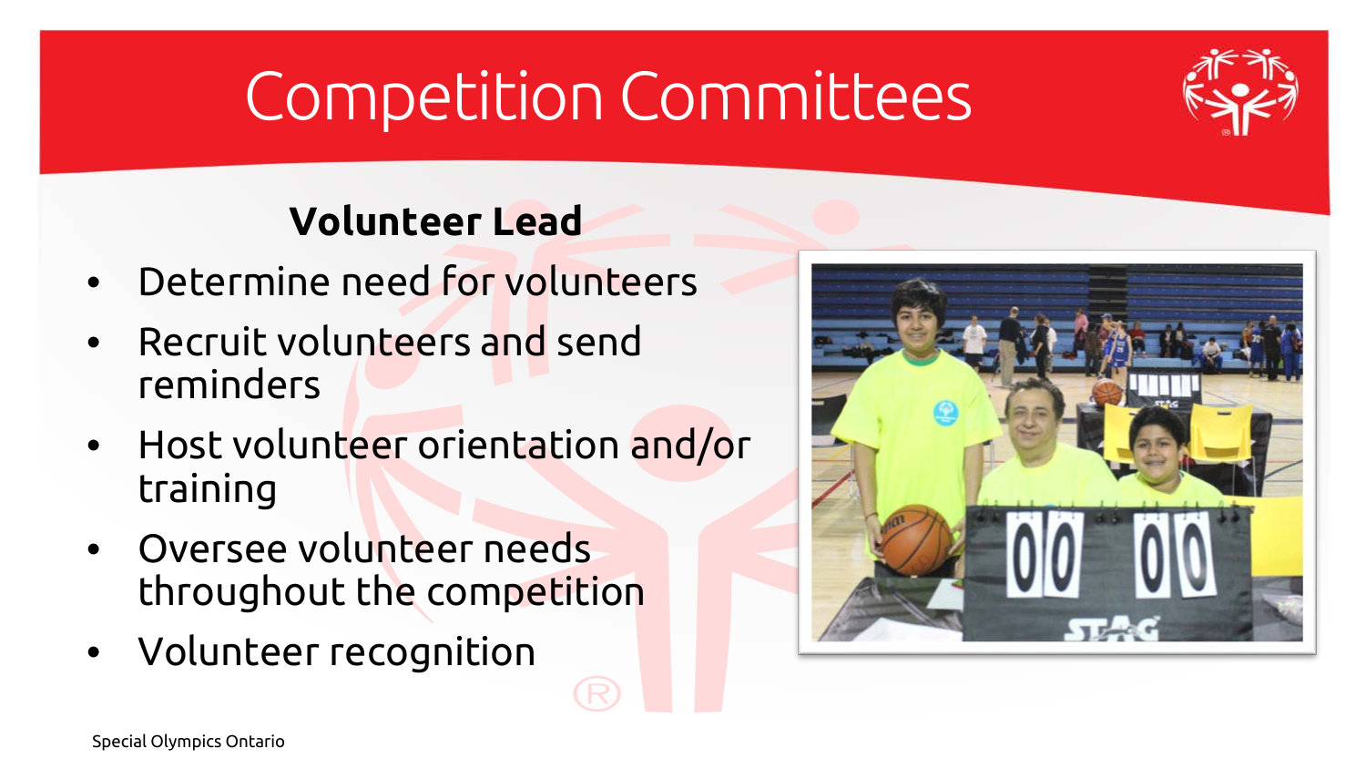# Competition Committees

**Volunteer Lead**

- Determine need for volunteers
- Recruit volunteers and send reminders
- Host volunteer orientation and/or training
- Oversee volunteer needs throughout the competition
- Volunteer recognition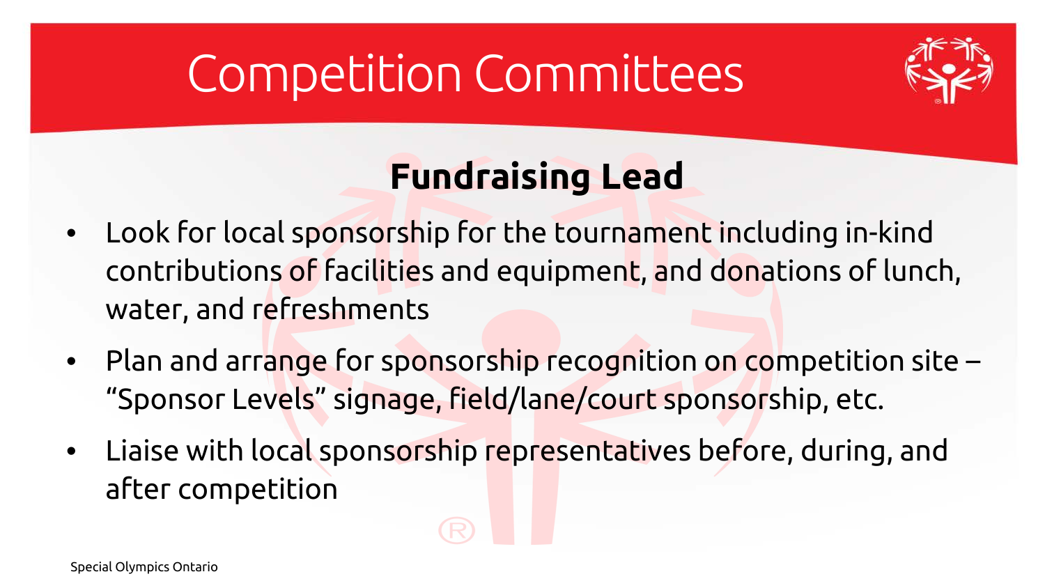# Competition Committees

## Fundraising Lead

- Look for local sponsorship for the tournament including in-kind contributions of facilities and equipment, and donations of lunch, water, and refreshments
- Plan and arrange for sponsorship recognition on competition site – "Sponsor Levels" signage, field/lane/court sponsorship, etc.
- Liaise with local sponsorship representatives before, during, and after competition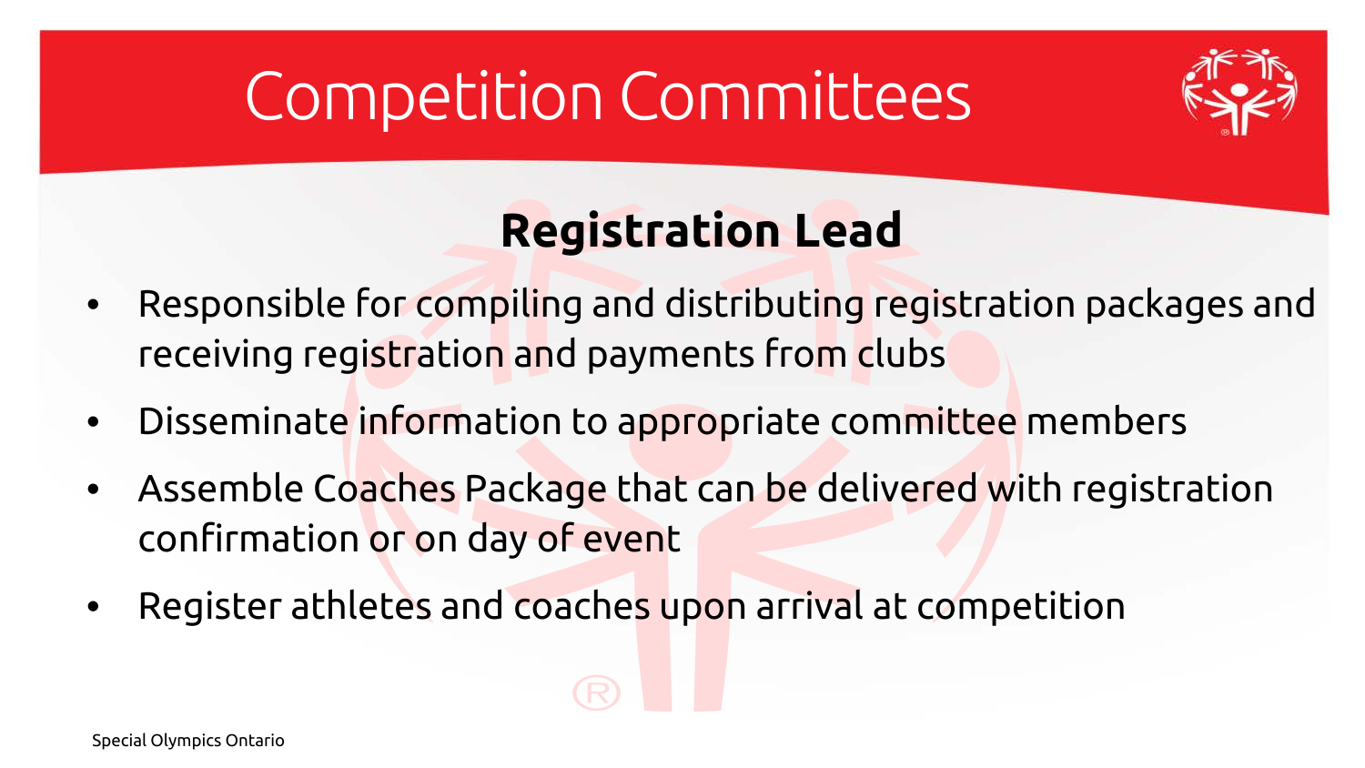# Competition Committees

## Registration Lead

- Responsible for compiling and distributing registration packages and receiving registration and payments from clubs
- Disseminate information to appropriate committee members
- Assemble Coaches Package that can be delivered with registration confirmation or on day of event
- Register athletes and coaches upon arrival at competition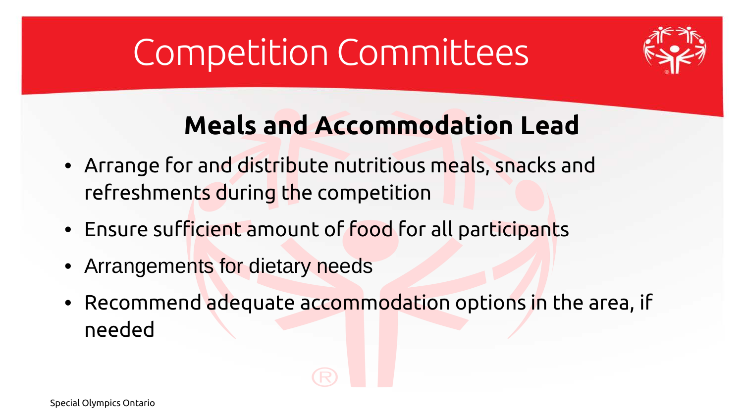# Competition Committees

## Meals and Accommodation Lead

- Arrange for and distribute nutritious meals, snacks and refreshments during the competition
- Ensure sufficient amount of food for all participants
- Arrangements for dietary needs
- Recommend adequate accommodation options in the area, if needed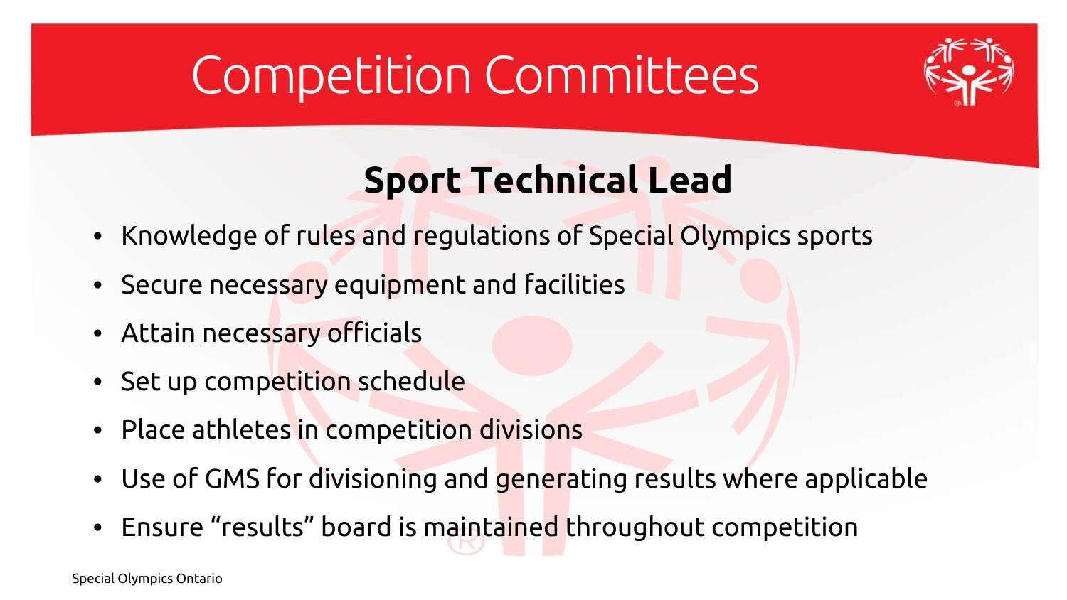# Competition Committees

## Sport Technical Lead

- Knowledge of rules and regulations of Special Olympics sports
- Secure necessary equipment and facilities
- Attain necessary officials
- Set up competition schedule
- Place athletes in competition divisions
- Use of GMS for divisioning and generating results where applicable
- Ensure “results” board is maintained throughout competition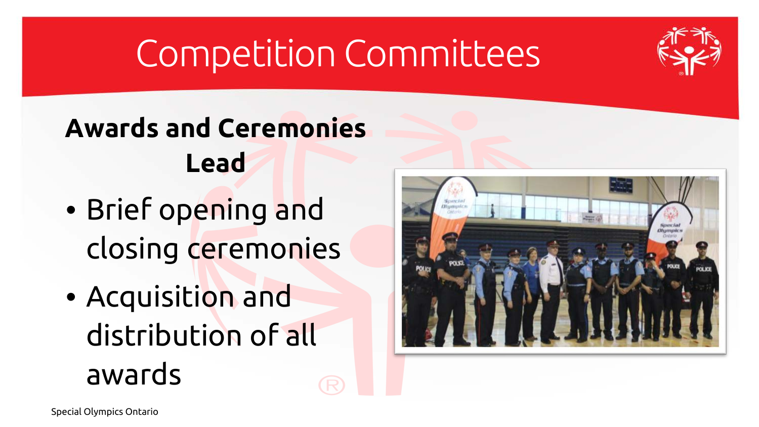# Competition Committees

**Awards and Ceremonies Lead**

- Brief opening and closing ceremonies
- Acquisition and distribution of all awards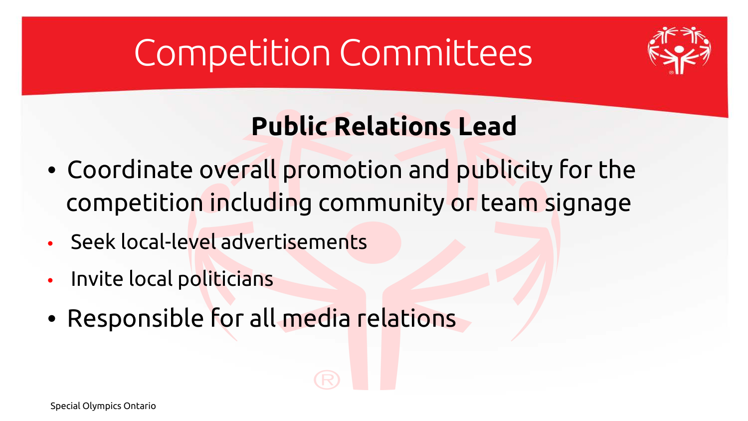# Competition Committees

## Public Relations Lead

- Coordinate overall promotion and publicity for the competition including community or team signage
  - Seek local-level advertisements
  - Invite local politicians
- Responsible for all media relations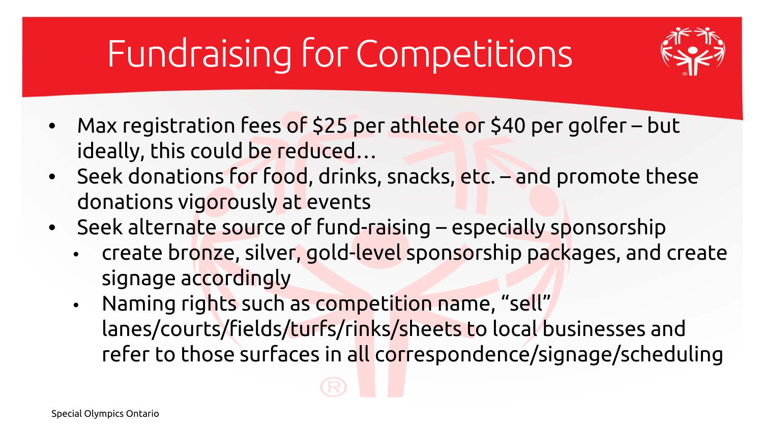# Fundraising for Competitions

- Max registration fees of $25 per athlete or $40 per golfer – but ideally, this could be reduced…
- Seek donations for food, drinks, snacks, etc. – and promote these donations vigorously at events
- Seek alternate source of fund-raising – especially sponsorship
  - create bronze, silver, gold-level sponsorship packages, and create signage accordingly
  - Naming rights such as competition name, "sell" lanes/courts/fields/turfs/rinks/sheets to local businesses and refer to those surfaces in all correspondence/signage/scheduling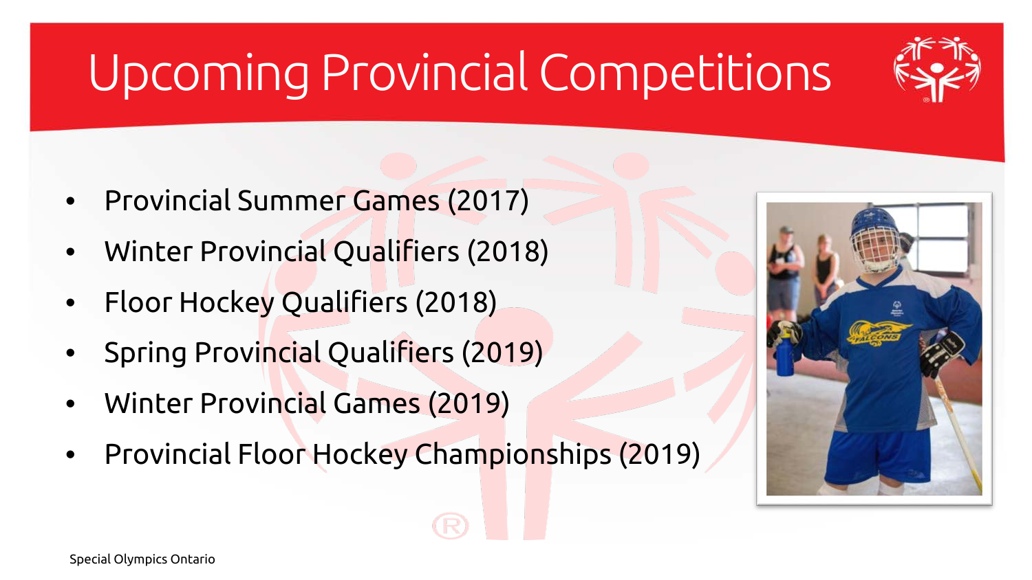# Upcoming Provincial Competitions

- Provincial Summer Games (2017)
- Winter Provincial Qualifiers (2018)
- Floor Hockey Qualifiers (2018)
- Spring Provincial Qualifiers (2019)
- Winter Provincial Games (2019)
- Provincial Floor Hockey Championships (2019)

Special Olympics Ontario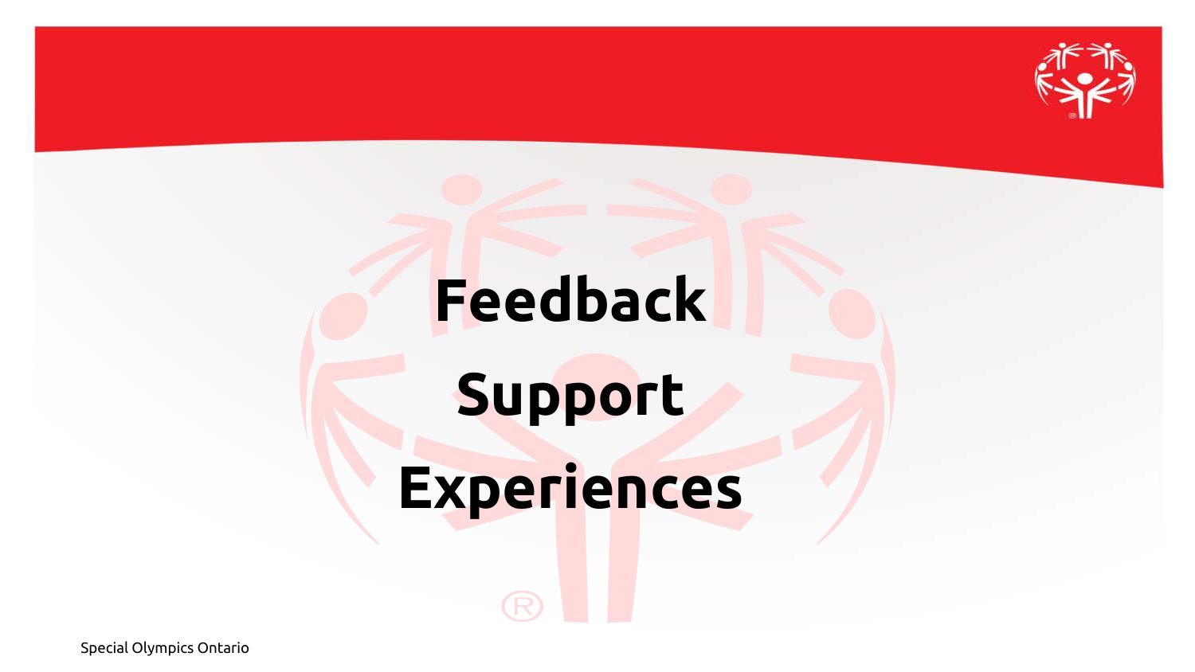# Feedback

# Support

# Experiences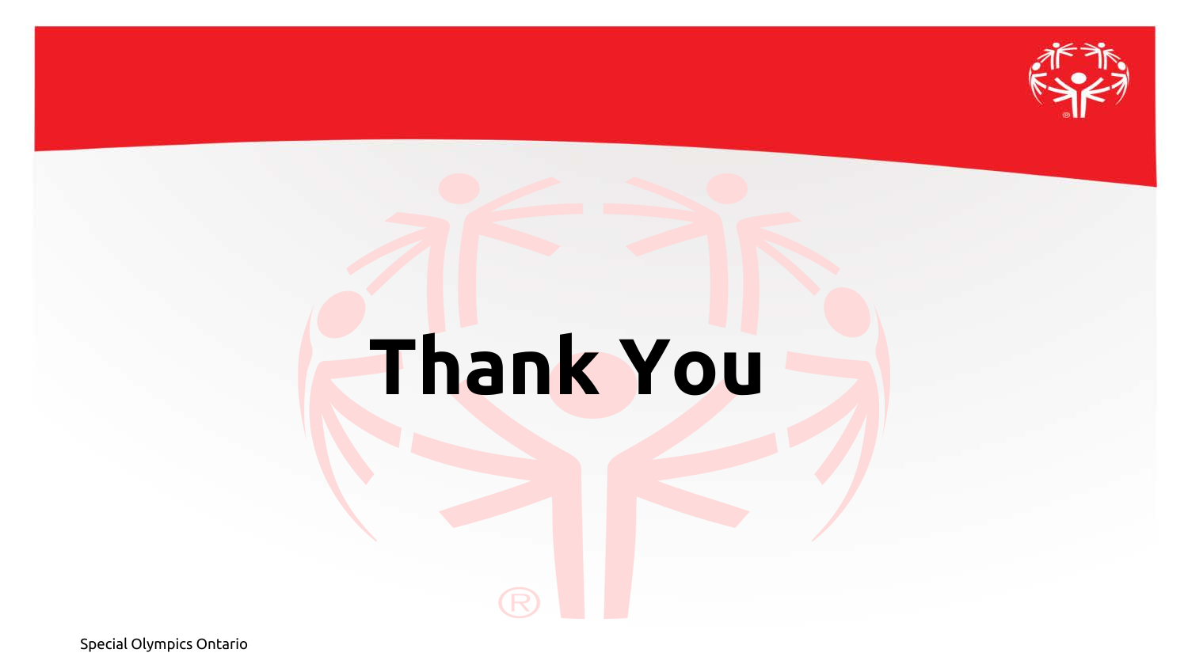# Thank You